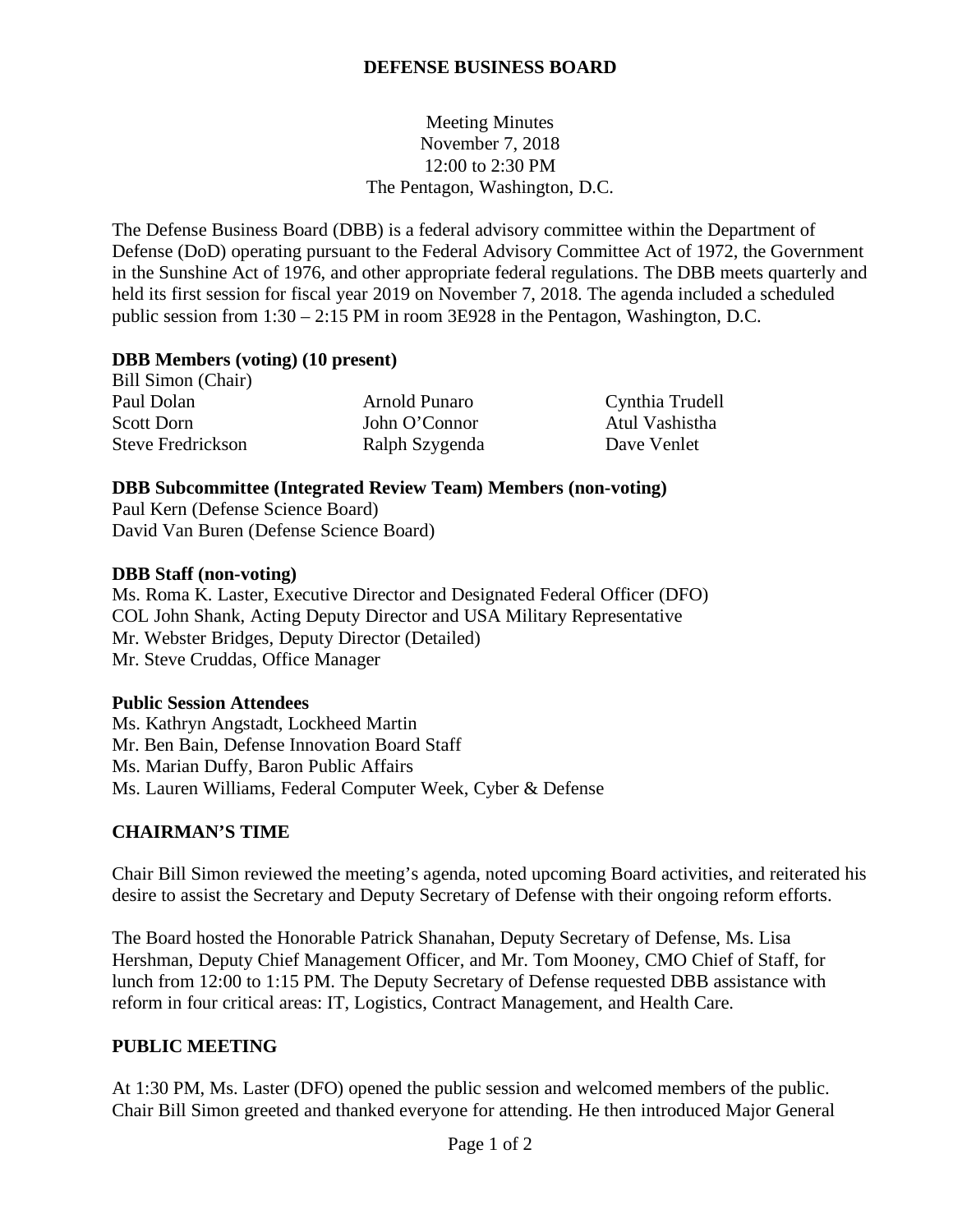# DEFENSE BUSINESS BOARD

Meeting Minutes
November 7, 2018
12:00 to 2:30 PM
The Pentagon, Washington, D.C.

The Defense Business Board (DBB) is a federal advisory committee within the Department of Defense (DoD) operating pursuant to the Federal Advisory Committee Act of 1972, the Government in the Sunshine Act of 1976, and other appropriate federal regulations. The DBB meets quarterly and held its first session for fiscal year 2019 on November 7, 2018. The agenda included a scheduled public session from 1:30 – 2:15 PM in room 3E928 in the Pentagon, Washington, D.C.

**DBB Members (voting) (10 present)**

Bill Simon (Chair)
Paul Dolan
Scott Dorn
Steve Fredrickson
Arnold Punaro
John O'Connor
Ralph Szygenda
Cynthia Trudell
Atul Vashistha
Dave Venlet

**DBB Subcommittee (Integrated Review Team) Members (non-voting)**

Paul Kern (Defense Science Board)
David Van Buren (Defense Science Board)

**DBB Staff (non-voting)**

Ms. Roma K. Laster, Executive Director and Designated Federal Officer (DFO)
COL John Shank, Acting Deputy Director and USA Military Representative
Mr. Webster Bridges, Deputy Director (Detailed)
Mr. Steve Cruddas, Office Manager

**Public Session Attendees**

Ms. Kathryn Angstadt, Lockheed Martin
Mr. Ben Bain, Defense Innovation Board Staff
Ms. Marian Duffy, Baron Public Affairs
Ms. Lauren Williams, Federal Computer Week, Cyber & Defense

## CHAIRMAN'S TIME

Chair Bill Simon reviewed the meeting's agenda, noted upcoming Board activities, and reiterated his desire to assist the Secretary and Deputy Secretary of Defense with their ongoing reform efforts.

The Board hosted the Honorable Patrick Shanahan, Deputy Secretary of Defense, Ms. Lisa Hershman, Deputy Chief Management Officer, and Mr. Tom Mooney, CMO Chief of Staff, for lunch from 12:00 to 1:15 PM. The Deputy Secretary of Defense requested DBB assistance with reform in four critical areas: IT, Logistics, Contract Management, and Health Care.

## PUBLIC MEETING

At 1:30 PM, Ms. Laster (DFO) opened the public session and welcomed members of the public. Chair Bill Simon greeted and thanked everyone for attending. He then introduced Major General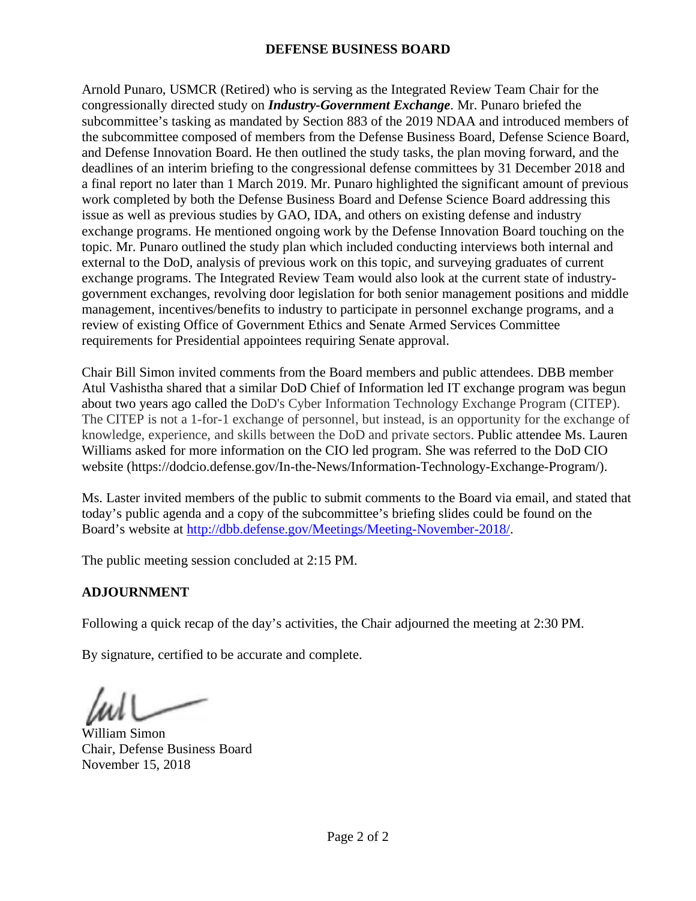Arnold Punaro, USMCR (Retired) who is serving as the Integrated Review Team Chair for the congressionally directed study on ***Industry-Government Exchange***. Mr. Punaro briefed the subcommittee's tasking as mandated by Section 883 of the 2019 NDAA and introduced members of the subcommittee composed of members from the Defense Business Board, Defense Science Board, and Defense Innovation Board. He then outlined the study tasks, the plan moving forward, and the deadlines of an interim briefing to the congressional defense committees by 31 December 2018 and a final report no later than 1 March 2019. Mr. Punaro highlighted the significant amount of previous work completed by both the Defense Business Board and Defense Science Board addressing this issue as well as previous studies by GAO, IDA, and others on existing defense and industry exchange programs. He mentioned ongoing work by the Defense Innovation Board touching on the topic. Mr. Punaro outlined the study plan which included conducting interviews both internal and external to the DoD, analysis of previous work on this topic, and surveying graduates of current exchange programs. The Integrated Review Team would also look at the current state of industry-government exchanges, revolving door legislation for both senior management positions and middle management, incentives/benefits to industry to participate in personnel exchange programs, and a review of existing Office of Government Ethics and Senate Armed Services Committee requirements for Presidential appointees requiring Senate approval.

Chair Bill Simon invited comments from the Board members and public attendees. DBB member Atul Vashistha shared that a similar DoD Chief of Information led IT exchange program was begun about two years ago called the DoD's Cyber Information Technology Exchange Program (CITEP). The CITEP is not a 1-for-1 exchange of personnel, but instead, is an opportunity for the exchange of knowledge, experience, and skills between the DoD and private sectors. Public attendee Ms. Lauren Williams asked for more information on the CIO led program. She was referred to the DoD CIO website (https://dodcio.defense.gov/In-the-News/Information-Technology-Exchange-Program/).

Ms. Laster invited members of the public to submit comments to the Board via email, and stated that today's public agenda and a copy of the subcommittee's briefing slides could be found on the Board's website at http://dbb.defense.gov/Meetings/Meeting-November-2018/.

The public meeting session concluded at 2:15 PM.

## ADJOURNMENT

Following a quick recap of the day's activities, the Chair adjourned the meeting at 2:30 PM.

By signature, certified to be accurate and complete.

William Simon
Chair, Defense Business Board
November 15, 2018